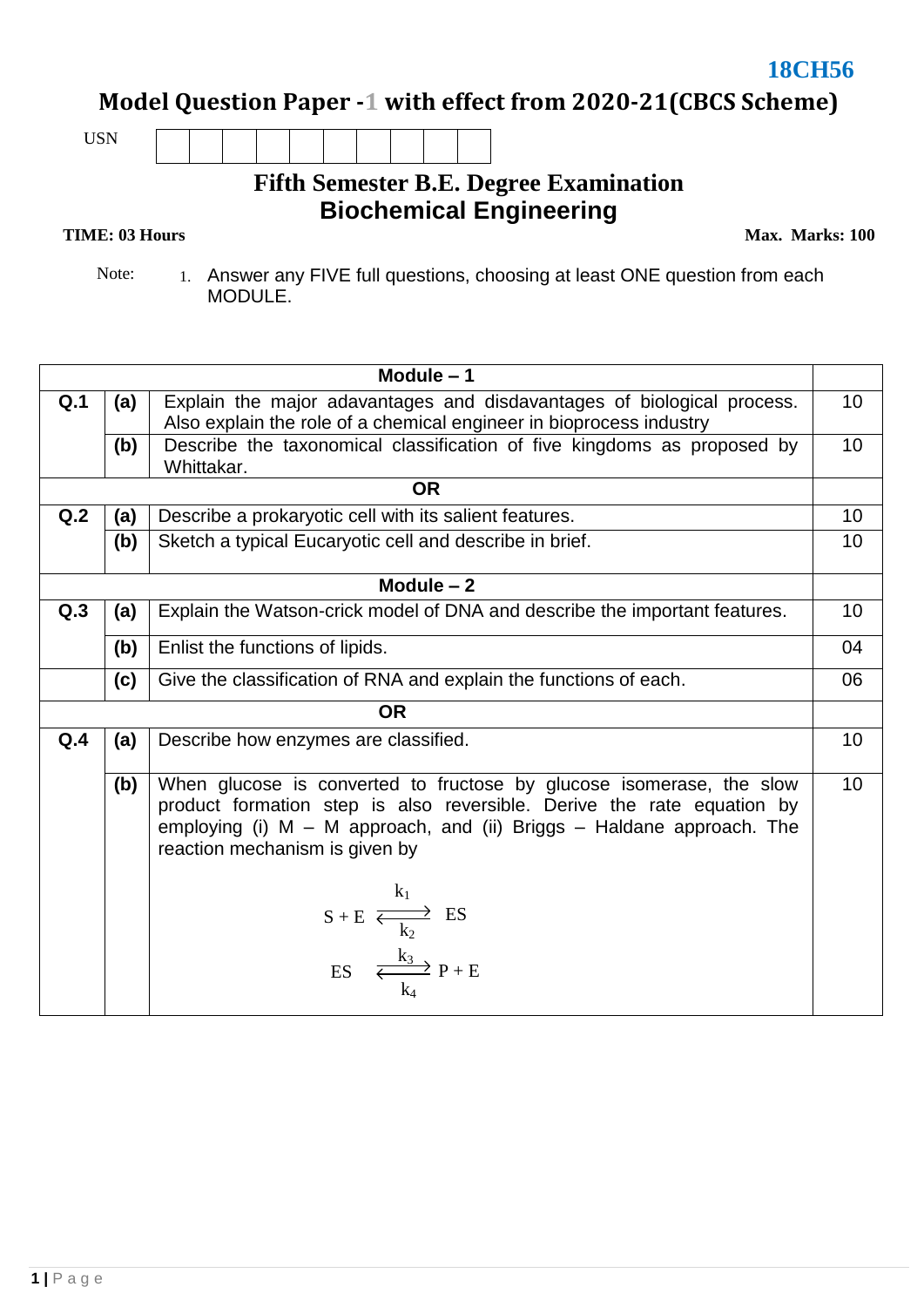18CH56

# Model Question Paper -1 with effect from 2020-21(CBCS Scheme)

USN | | | | | | | | | | |

## Fifth Semester B.E. Degree Examination
## Biochemical Engineering

**TIME: 03 Hours** **Max. Marks: 100**

Note: 1. Answer any FIVE full questions, choosing at least ONE question from each MODULE.

| | | **Module – 1** | |
|---|---|---|---|
| **Q.1** | **(a)** | Explain the major adavantages and disdavantages of biological process. Also explain the role of a chemical engineer in bioprocess industry | 10 |
| | **(b)** | Describe the taxonomical classification of five kingdoms as proposed by Whittakar. | 10 |
| | | **OR** | |
| **Q.2** | **(a)** | Describe a prokaryotic cell with its salient features. | 10 |
| | **(b)** | Sketch a typical Eucaryotic cell and describe in brief. | 10 |
| | | **Module – 2** | |
| **Q.3** | **(a)** | Explain the Watson-crick model of DNA and describe the important features. | 10 |
| | **(b)** | Enlist the functions of lipids. | 04 |
| | **(c)** | Give the classification of RNA and explain the functions of each. | 06 |
| | | **OR** | |
| **Q.4** | **(a)** | Describe how enzymes are classified. | 10 |
| | **(b)** | When glucose is converted to fructose by glucose isomerase, the slow product formation step is also reversible. Derive the rate equation by employing (i) M – M approach, and (ii) Briggs – Haldane approach. The reaction mechanism is given by $S + E \underset{k_2}{\overset{k_1}{\rightleftharpoons}} ES$ ; $ES \underset{k_4}{\overset{k_3}{\rightleftharpoons}} P + E$ | 10 |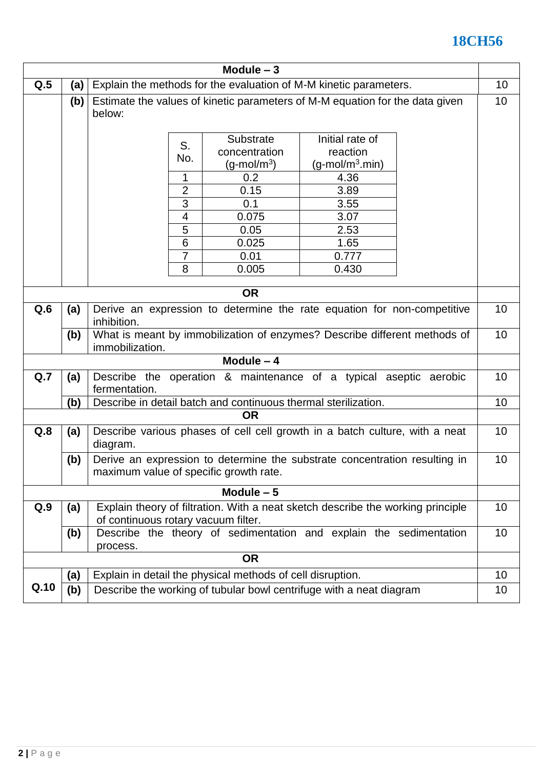## Module – 3

**Q.5**

**(a)** Explain the methods for the evaluation of M-M kinetic parameters. **(10)**

**(b)** Estimate the values of kinetic parameters of M-M equation for the data given below: **(10)**

| S. No. | Substrate concentration (g-mol/$m^3$) | Initial rate of reaction (g-mol/$m^3$.min) |
|---|---|---|
| 1 | 0.2 | 4.36 |
| 2 | 0.15 | 3.89 |
| 3 | 0.1 | 3.55 |
| 4 | 0.075 | 3.07 |
| 5 | 0.05 | 2.53 |
| 6 | 0.025 | 1.65 |
| 7 | 0.01 | 0.777 |
| 8 | 0.005 | 0.430 |

**OR**

**Q.6**

**(a)** Derive an expression to determine the rate equation for non-competitive inhibition. **(10)**

**(b)** What is meant by immobilization of enzymes? Describe different methods of immobilization. **(10)**

## Module – 4

**Q.7**

**(a)** Describe the operation & maintenance of a typical aseptic aerobic fermentation. **(10)**

**(b)** Describe in detail batch and continuous thermal sterilization. **(10)**

**OR**

**Q.8**

**(a)** Describe various phases of cell cell growth in a batch culture, with a neat diagram. **(10)**

**(b)** Derive an expression to determine the substrate concentration resulting in maximum value of specific growth rate. **(10)**

## Module – 5

**Q.9**

**(a)** Explain theory of filtration. With a neat sketch describe the working principle of continuous rotary vacuum filter. **(10)**

**(b)** Describe the theory of sedimentation and explain the sedimentation process. **(10)**

**OR**

**Q.10**

**(a)** Explain in detail the physical methods of cell disruption. **(10)**

**(b)** Describe the working of tubular bowl centrifuge with a neat diagram **(10)**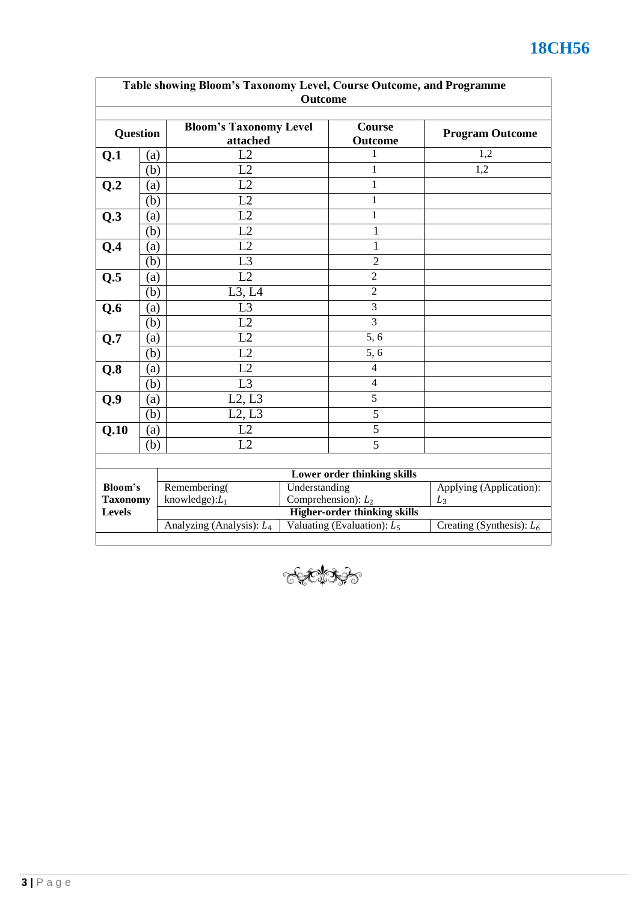**Table showing Bloom's Taxonomy Level, Course Outcome, and Programme Outcome**

| Question | | Bloom's Taxonomy Level attached | Course Outcome | Program Outcome |
|---|---|---|---|---|
| **Q.1** | (a) | L2 | 1 | 1,2 |
| | (b) | L2 | 1 | 1,2 |
| **Q.2** | (a) | L2 | 1 | |
| | (b) | L2 | 1 | |
| **Q.3** | (a) | L2 | 1 | |
| | (b) | L2 | 1 | |
| **Q.4** | (a) | L2 | 1 | |
| | (b) | L3 | 2 | |
| **Q.5** | (a) | L2 | 2 | |
| | (b) | L3, L4 | 2 | |
| **Q.6** | (a) | L3 | 3 | |
| | (b) | L2 | 3 | |
| **Q.7** | (a) | L2 | 5, 6 | |
| | (b) | L2 | 5, 6 | |
| **Q.8** | (a) | L2 | 4 | |
| | (b) | L3 | 4 | |
| **Q.9** | (a) | L2, L3 | 5 | |
| | (b) | L2, L3 | 5 | |
| **Q.10** | (a) | L2 | 5 | |
| | (b) | L2 | 5 | |

| | | | |
|---|---|---|---|
| **Bloom's Taxonomy Levels** | **Lower order thinking skills** | | |
| | Remembering( knowledge): $L_1$ | Understanding Comprehension): $L_2$ | Applying (Application): $L_3$ |
| | **Higher-order thinking skills** | | |
| | Analyzing (Analysis): $L_4$ | Valuating (Evaluation): $L_5$ | Creating (Synthesis): $L_6$ |